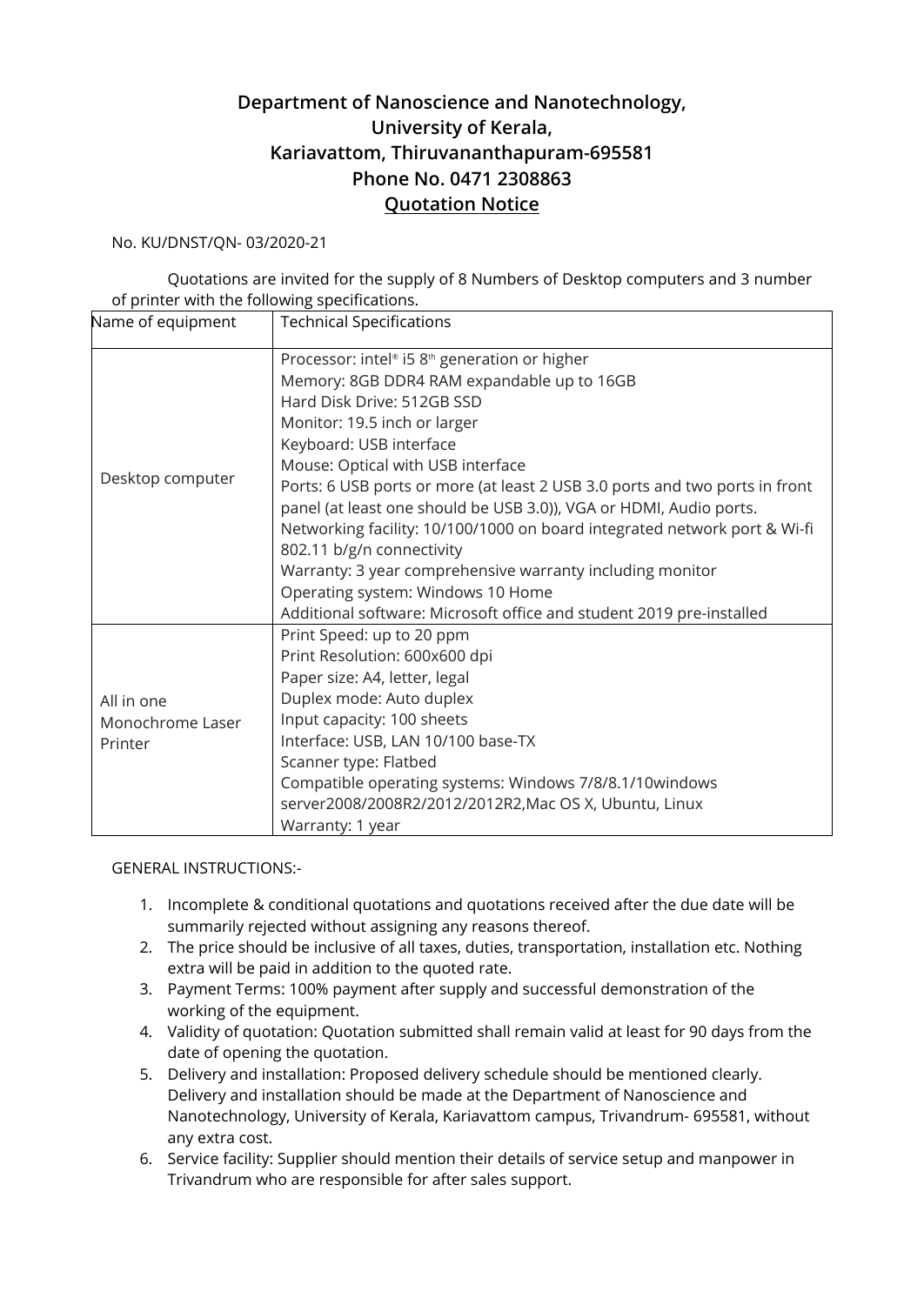**Department of Nanoscience and Nanotechnology,**
**University of Kerala,**
**Kariavattom, Thiruvananthapuram-695581**
**Phone No. 0471 2308863**
**Quotation Notice**

No. KU/DNST/QN- 03/2020-21

Quotations are invited for the supply of 8 Numbers of Desktop computers and 3 number of printer with the following specifications.

| Name of equipment | Technical Specifications |
|---|---|
| Desktop computer | Processor: intel® i5 8th generation or higher<br>Memory: 8GB DDR4 RAM expandable up to 16GB<br>Hard Disk Drive: 512GB SSD<br>Monitor: 19.5 inch or larger<br>Keyboard: USB interface<br>Mouse: Optical with USB interface<br>Ports: 6 USB ports or more (at least 2 USB 3.0 ports and two ports in front panel (at least one should be USB 3.0)), VGA or HDMI, Audio ports.<br>Networking facility: 10/100/1000 on board integrated network port & Wi-fi 802.11 b/g/n connectivity<br>Warranty: 3 year comprehensive warranty including monitor<br>Operating system: Windows 10 Home<br>Additional software: Microsoft office and student 2019 pre-installed |
| All in one Monochrome Laser Printer | Print Speed: up to 20 ppm<br>Print Resolution: 600x600 dpi<br>Paper size: A4, letter, legal<br>Duplex mode: Auto duplex<br>Input capacity: 100 sheets<br>Interface: USB, LAN 10/100 base-TX<br>Scanner type: Flatbed<br>Compatible operating systems: Windows 7/8/8.1/10windows server2008/2008R2/2012/2012R2,Mac OS X, Ubuntu, Linux<br>Warranty: 1 year |

GENERAL INSTRUCTIONS:-

1. Incomplete & conditional quotations and quotations received after the due date will be summarily rejected without assigning any reasons thereof.
2. The price should be inclusive of all taxes, duties, transportation, installation etc. Nothing extra will be paid in addition to the quoted rate.
3. Payment Terms: 100% payment after supply and successful demonstration of the working of the equipment.
4. Validity of quotation: Quotation submitted shall remain valid at least for 90 days from the date of opening the quotation.
5. Delivery and installation: Proposed delivery schedule should be mentioned clearly. Delivery and installation should be made at the Department of Nanoscience and Nanotechnology, University of Kerala, Kariavattom campus, Trivandrum- 695581, without any extra cost.
6. Service facility: Supplier should mention their details of service setup and manpower in Trivandrum who are responsible for after sales support.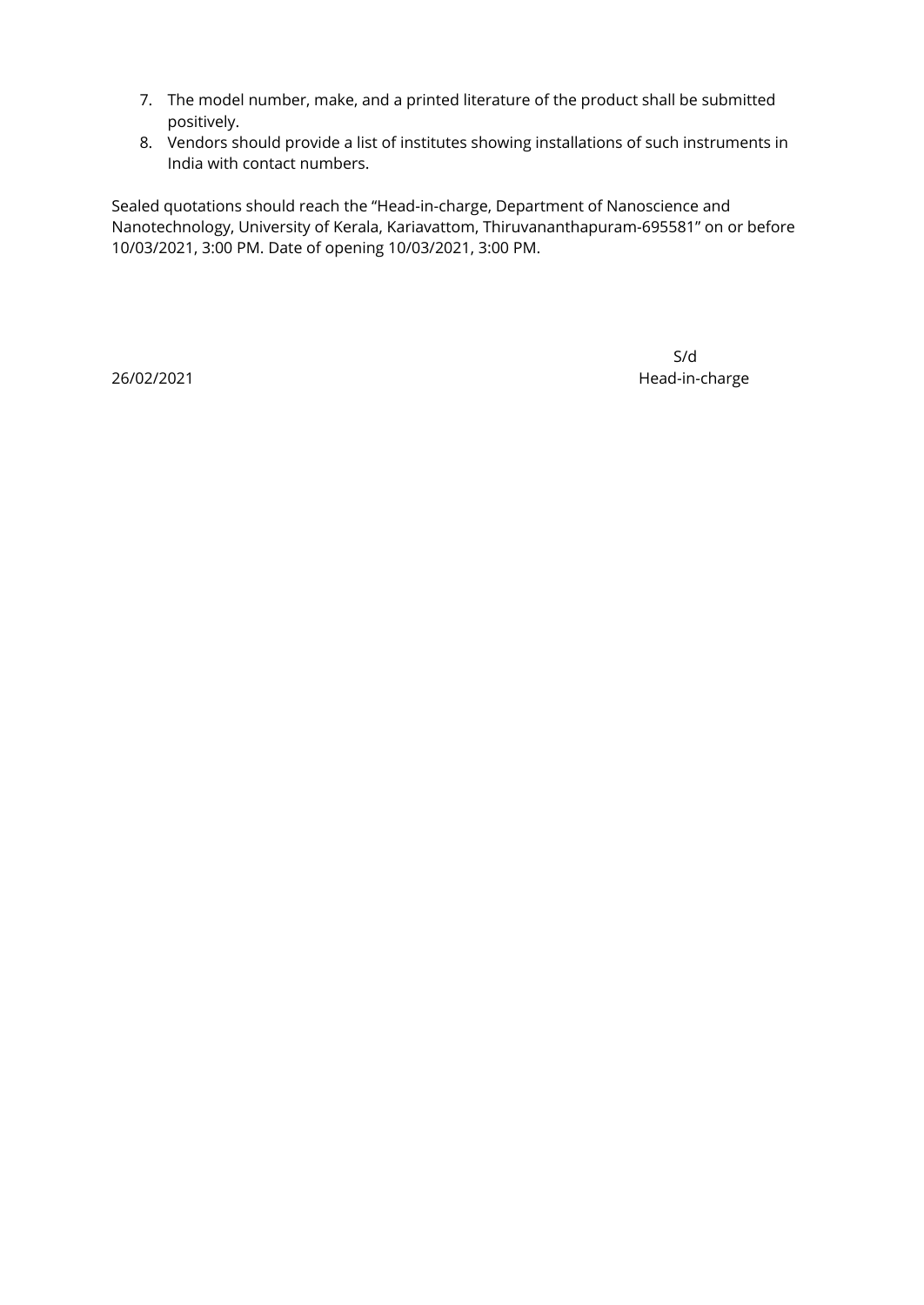7. The model number, make, and a printed literature of the product shall be submitted positively.
8. Vendors should provide a list of institutes showing installations of such instruments in India with contact numbers.

Sealed quotations should reach the "Head-in-charge, Department of Nanoscience and Nanotechnology, University of Kerala, Kariavattom, Thiruvananthapuram-695581" on or before 10/03/2021, 3:00 PM. Date of opening 10/03/2021, 3:00 PM.

S/d

26/02/2021

Head-in-charge